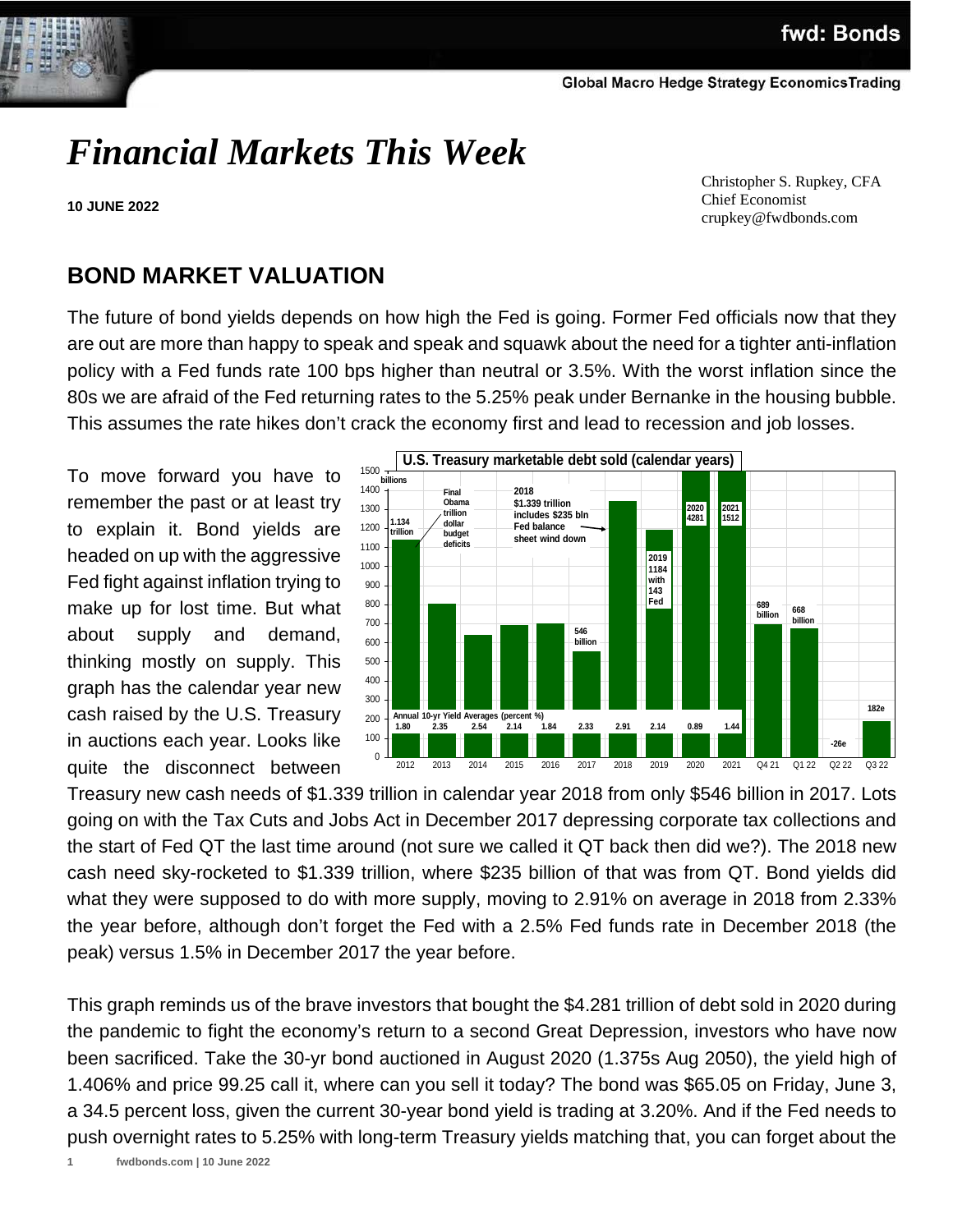# Financial Markets This Week

**10 JUNE 2022**

Christopher S. Rupkey, CFA
Chief Economist
crupkey@fwdbonds.com

## BOND MARKET VALUATION

The future of bond yields depends on how high the Fed is going. Former Fed officials now that they are out are more than happy to speak and speak and squawk about the need for a tighter anti-inflation policy with a Fed funds rate 100 bps higher than neutral or 3.5%. With the worst inflation since the 80s we are afraid of the Fed returning rates to the 5.25% peak under Bernanke in the housing bubble. This assumes the rate hikes don't crack the economy first and lead to recession and job losses.

To move forward you have to remember the past or at least try to explain it. Bond yields are headed on up with the aggressive Fed fight against inflation trying to make up for lost time. But what about supply and demand, thinking mostly on supply. This graph has the calendar year new cash raised by the U.S. Treasury in auctions each year. Looks like quite the disconnect between Treasury new cash needs of $1.339 trillion in calendar year 2018 from only $546 billion in 2017. Lots going on with the Tax Cuts and Jobs Act in December 2017 depressing corporate tax collections and the start of Fed QT the last time around (not sure we called it QT back then did we?). The 2018 new cash need sky-rocketed to $1.339 trillion, where $235 billion of that was from QT. Bond yields did what they were supposed to do with more supply, moving to 2.91% on average in 2018 from 2.33% the year before, although don't forget the Fed with a 2.5% Fed funds rate in December 2018 (the peak) versus 1.5% in December 2017 the year before.

This graph reminds us of the brave investors that bought the $4.281 trillion of debt sold in 2020 during the pandemic to fight the economy's return to a second Great Depression, investors who have now been sacrificed. Take the 30-yr bond auctioned in August 2020 (1.375s Aug 2050), the yield high of 1.406% and price 99.25 call it, where can you sell it today? The bond was $65.05 on Friday, June 3, a 34.5 percent loss, given the current 30-year bond yield is trading at 3.20%. And if the Fed needs to push overnight rates to 5.25% with long-term Treasury yields matching that, you can forget about the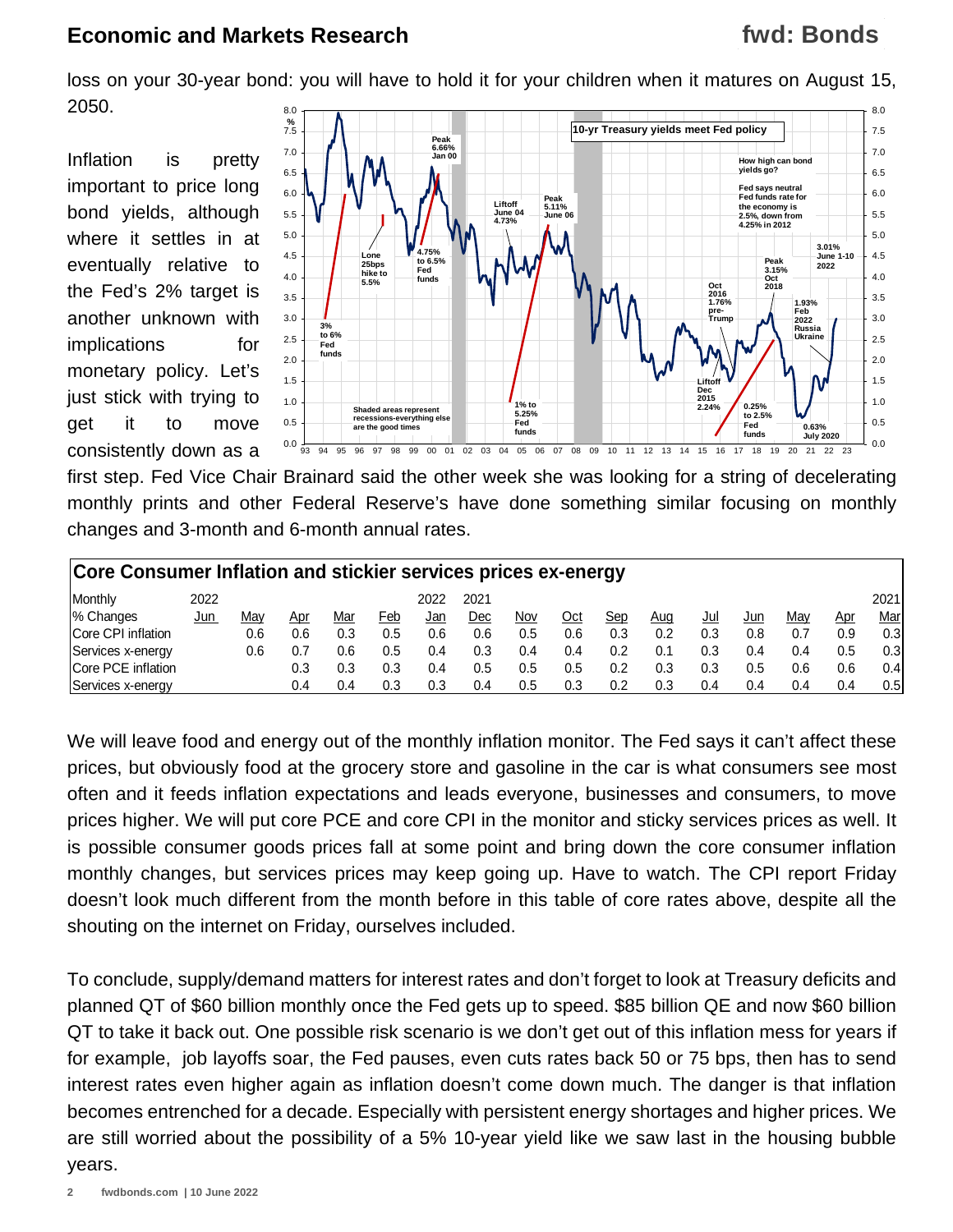loss on your 30-year bond: you will have to hold it for your children when it matures on August 15, 2050.

Inflation is pretty important to price long bond yields, although where it settles in at eventually relative to the Fed's 2% target is another unknown with implications for monetary policy. Let's just stick with trying to get it to move consistently down as a first step. Fed Vice Chair Brainard said the other week she was looking for a string of decelerating monthly prints and other Federal Reserve's have done something similar focusing on monthly changes and 3-month and 6-month annual rates.

**Core Consumer Inflation and stickier services prices ex-energy**

| Monthly % Changes | 2022 Jun | May | Apr | Mar | Feb | 2022 Jan | 2021 Dec | Nov | Oct | Sep | Aug | Jul | Jun | May | Apr | 2021 Mar |
|---|---|---|---|---|---|---|---|---|---|---|---|---|---|---|---|---|
| Core CPI inflation | | 0.6 | 0.6 | 0.3 | 0.5 | 0.6 | 0.6 | 0.5 | 0.6 | 0.3 | 0.2 | 0.3 | 0.8 | 0.7 | 0.9 | 0.3 |
| Services x-energy | | 0.6 | 0.7 | 0.6 | 0.5 | 0.4 | 0.3 | 0.4 | 0.4 | 0.2 | 0.1 | 0.3 | 0.4 | 0.4 | 0.5 | 0.3 |
| Core PCE inflation | | | 0.3 | 0.3 | 0.3 | 0.4 | 0.5 | 0.5 | 0.5 | 0.2 | 0.3 | 0.3 | 0.5 | 0.6 | 0.6 | 0.4 |
| Services x-energy | | | 0.4 | 0.4 | 0.3 | 0.3 | 0.4 | 0.5 | 0.3 | 0.2 | 0.3 | 0.4 | 0.4 | 0.4 | 0.4 | 0.5 |

We will leave food and energy out of the monthly inflation monitor. The Fed says it can't affect these prices, but obviously food at the grocery store and gasoline in the car is what consumers see most often and it feeds inflation expectations and leads everyone, businesses and consumers, to move prices higher. We will put core PCE and core CPI in the monitor and sticky services prices as well. It is possible consumer goods prices fall at some point and bring down the core consumer inflation monthly changes, but services prices may keep going up. Have to watch. The CPI report Friday doesn't look much different from the month before in this table of core rates above, despite all the shouting on the internet on Friday, ourselves included.

To conclude, supply/demand matters for interest rates and don't forget to look at Treasury deficits and planned QT of $60 billion monthly once the Fed gets up to speed. $85 billion QE and now $60 billion QT to take it back out. One possible risk scenario is we don't get out of this inflation mess for years if for example, job layoffs soar, the Fed pauses, even cuts rates back 50 or 75 bps, then has to send interest rates even higher again as inflation doesn't come down much. The danger is that inflation becomes entrenched for a decade. Especially with persistent energy shortages and higher prices. We are still worried about the possibility of a 5% 10-year yield like we saw last in the housing bubble years.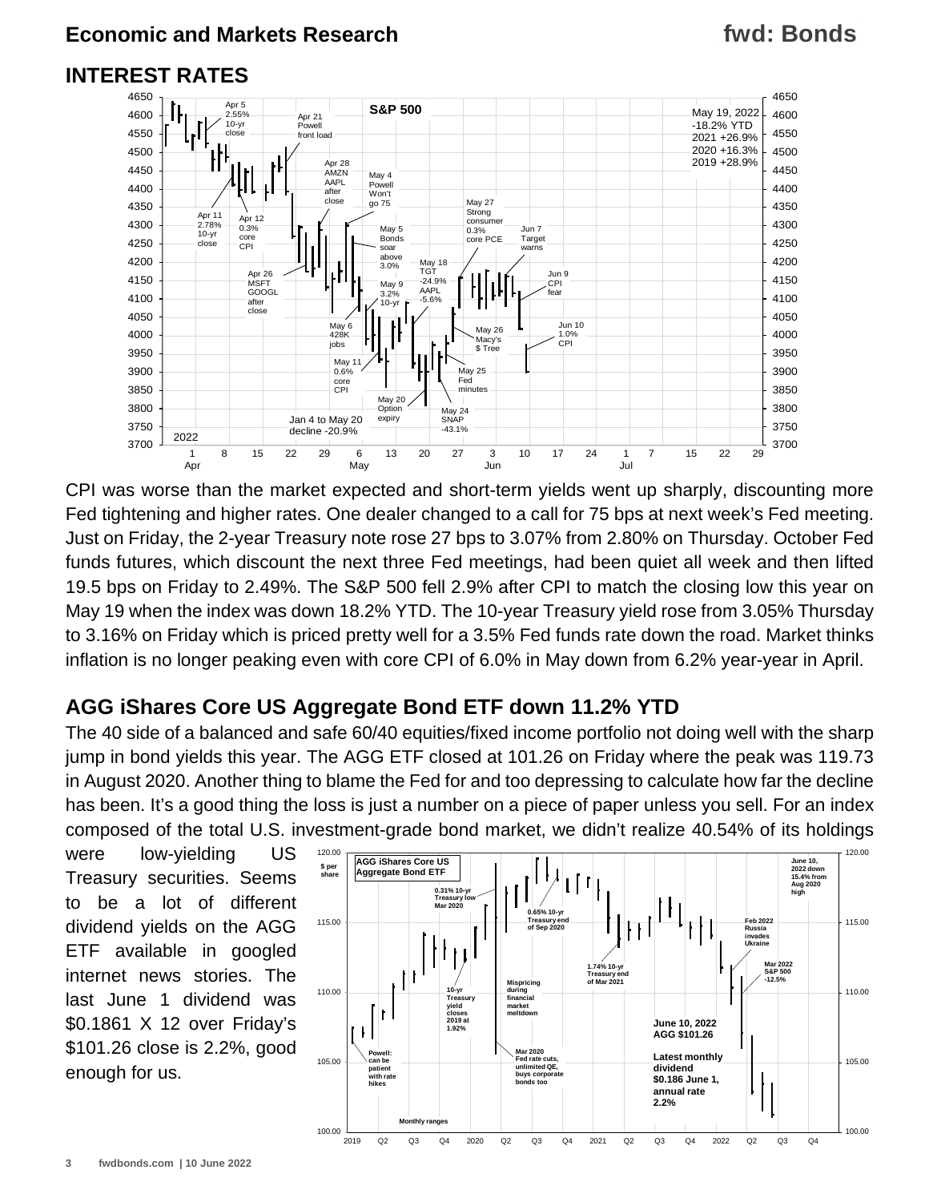## INTEREST RATES

CPI was worse than the market expected and short-term yields went up sharply, discounting more Fed tightening and higher rates. One dealer changed to a call for 75 bps at next week's Fed meeting. Just on Friday, the 2-year Treasury note rose 27 bps to 3.07% from 2.80% on Thursday. October Fed funds futures, which discount the next three Fed meetings, had been quiet all week and then lifted 19.5 bps on Friday to 2.49%. The S&P 500 fell 2.9% after CPI to match the closing low this year on May 19 when the index was down 18.2% YTD. The 10-year Treasury yield rose from 3.05% Thursday to 3.16% on Friday which is priced pretty well for a 3.5% Fed funds rate down the road. Market thinks inflation is no longer peaking even with core CPI of 6.0% in May down from 6.2% year-year in April.

## AGG iShares Core US Aggregate Bond ETF down 11.2% YTD

The 40 side of a balanced and safe 60/40 equities/fixed income portfolio not doing well with the sharp jump in bond yields this year. The AGG ETF closed at 101.26 on Friday where the peak was 119.73 in August 2020. Another thing to blame the Fed for and too depressing to calculate how far the decline has been. It's a good thing the loss is just a number on a piece of paper unless you sell. For an index composed of the total U.S. investment-grade bond market, we didn't realize 40.54% of its holdings were low-yielding US Treasury securities. Seems to be a lot of different dividend yields on the AGG ETF available in googled internet news stories. The last June 1 dividend was \$0.1861 X 12 over Friday's \$101.26 close is 2.2%, good enough for us.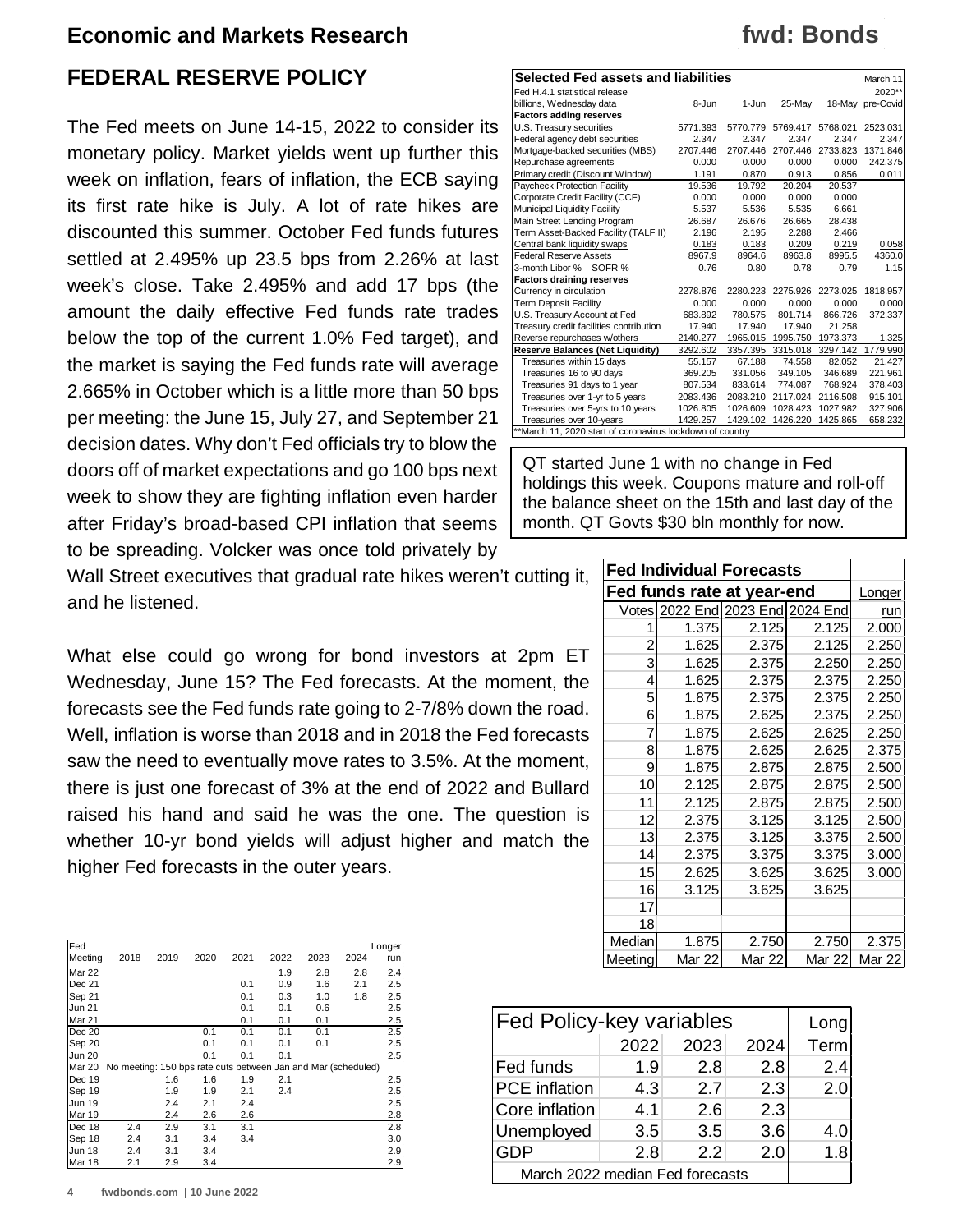## FEDERAL RESERVE POLICY

The Fed meets on June 14-15, 2022 to consider its monetary policy. Market yields went up further this week on inflation, fears of inflation, the ECB saying its first rate hike is July. A lot of rate hikes are discounted this summer. October Fed funds futures settled at 2.495% up 23.5 bps from 2.26% at last week's close. Take 2.495% and add 17 bps (the amount the daily effective Fed funds rate trades below the top of the current 1.0% Fed target), and the market is saying the Fed funds rate will average 2.665% in October which is a little more than 50 bps per meeting: the June 15, July 27, and September 21 decision dates. Why don't Fed officials try to blow the doors off of market expectations and go 100 bps next week to show they are fighting inflation even harder after Friday's broad-based CPI inflation that seems to be spreading. Volcker was once told privately by Wall Street executives that gradual rate hikes weren't cutting it, and he listened.

What else could go wrong for bond investors at 2pm ET Wednesday, June 15? The Fed forecasts. At the moment, the forecasts see the Fed funds rate going to 2-7/8% down the road. Well, inflation is worse than 2018 and in 2018 the Fed forecasts saw the need to eventually move rates to 3.5%. At the moment, there is just one forecast of 3% at the end of 2022 and Bullard raised his hand and said he was the one. The question is whether 10-yr bond yields will adjust higher and match the higher Fed forecasts in the outer years.

| Selected Fed assets and liabilities | | | | | March 11 |
|---|---|---|---|---|---|
| Fed H.4.1 statistical release | | | | | 2020** |
| billions, Wednesday data | 8-Jun | 1-Jun | 25-May | 18-May | pre-Covid |
| **Factors adding reserves** | | | | | |
| U.S. Treasury securities | 5771.393 | 5770.779 | 5769.417 | 5768.021 | 2523.031 |
| Federal agency debt securities | 2.347 | 2.347 | 2.347 | 2.347 | 2.347 |
| Mortgage-backed securities (MBS) | 2707.446 | 2707.446 | 2707.446 | 2733.823 | 1371.846 |
| Repurchase agreements | 0.000 | 0.000 | 0.000 | 0.000 | 242.375 |
| Primary credit (Discount Window) | 1.191 | 0.870 | 0.913 | 0.856 | 0.011 |
| Paycheck Protection Facility | 19.536 | 19.792 | 20.204 | 20.537 | |
| Corporate Credit Facility (CCF) | 0.000 | 0.000 | 0.000 | 0.000 | |
| Municipal Liquidity Facility | 5.537 | 5.536 | 5.535 | 6.661 | |
| Main Street Lending Program | 26.687 | 26.676 | 26.665 | 28.438 | |
| Term Asset-Backed Facility (TALF II) | 2.196 | 2.195 | 2.288 | 2.466 | |
| Central bank liquidity swaps | 0.183 | 0.183 | 0.209 | 0.219 | 0.058 |
| Federal Reserve Assets | 8967.9 | 8964.6 | 8963.8 | 8995.5 | 4360.0 |
| ~~3-month Libor %~~ SOFR % | 0.76 | 0.80 | 0.78 | 0.79 | 1.15 |
| **Factors draining reserves** | | | | | |
| Currency in circulation | 2278.876 | 2280.223 | 2275.926 | 2273.025 | 1818.957 |
| Term Deposit Facility | 0.000 | 0.000 | 0.000 | 0.000 | 0.000 |
| U.S. Treasury Account at Fed | 683.892 | 780.575 | 801.714 | 866.726 | 372.337 |
| Treasury credit facilities contribution | 17.940 | 17.940 | 17.940 | 21.258 | |
| Reverse repurchases w/others | 2140.277 | 1965.015 | 1995.750 | 1973.373 | 1.325 |
| **Reserve Balances (Net Liquidity)** | 3292.602 | 3357.395 | 3315.018 | 3297.142 | 1779.990 |
| Treasuries within 15 days | 55.157 | 67.188 | 74.558 | 82.052 | 21.427 |
| Treasuries 16 to 90 days | 369.205 | 331.056 | 349.105 | 346.689 | 221.961 |
| Treasuries 91 days to 1 year | 807.534 | 833.614 | 774.087 | 768.924 | 378.403 |
| Treasuries over 1-yr to 5 years | 2083.436 | 2083.210 | 2117.024 | 2116.508 | 915.101 |
| Treasuries over 5-yrs to 10 years | 1026.805 | 1026.609 | 1028.423 | 1027.982 | 327.906 |
| Treasuries over 10-years | 1429.257 | 1429.102 | 1426.220 | 1425.865 | 658.232 |

**March 11, 2020 start of coronavirus lockdown of country

QT started June 1 with no change in Fed holdings this week. Coupons mature and roll-off the balance sheet on the 15th and last day of the month. QT Govts $30 bln monthly for now.

| Fed Individual Forecasts | | | | |
|---|---|---|---|---|
| **Fed funds rate at year-end** | | | | Longer |
| Votes | 2022 End | 2023 End | 2024 End | run |
| 1 | 1.375 | 2.125 | 2.125 | 2.000 |
| 2 | 1.625 | 2.375 | 2.125 | 2.250 |
| 3 | 1.625 | 2.375 | 2.250 | 2.250 |
| 4 | 1.625 | 2.375 | 2.375 | 2.250 |
| 5 | 1.875 | 2.375 | 2.375 | 2.250 |
| 6 | 1.875 | 2.625 | 2.375 | 2.250 |
| 7 | 1.875 | 2.625 | 2.625 | 2.250 |
| 8 | 1.875 | 2.625 | 2.625 | 2.375 |
| 9 | 1.875 | 2.875 | 2.875 | 2.500 |
| 10 | 2.125 | 2.875 | 2.875 | 2.500 |
| 11 | 2.125 | 2.875 | 2.875 | 2.500 |
| 12 | 2.375 | 3.125 | 3.125 | 2.500 |
| 13 | 2.375 | 3.125 | 3.375 | 2.500 |
| 14 | 2.375 | 3.375 | 3.375 | 3.000 |
| 15 | 2.625 | 3.625 | 3.625 | 3.000 |
| 16 | 3.125 | 3.625 | 3.625 | |
| 17 | | | | |
| 18 | | | | |
| Median | 1.875 | 2.750 | 2.750 | 2.375 |
| Meeting | Mar 22 | Mar 22 | Mar 22 | Mar 22 |

| Fed Meeting | 2018 | 2019 | 2020 | 2021 | 2022 | 2023 | 2024 | Longer run |
|---|---|---|---|---|---|---|---|---|
| Mar 22 | | | | | 1.9 | 2.8 | 2.8 | 2.4 |
| Dec 21 | | | | 0.1 | 0.9 | 1.6 | 2.1 | 2.5 |
| Sep 21 | | | | 0.1 | 0.3 | 1.0 | 1.8 | 2.5 |
| Jun 21 | | | | 0.1 | 0.1 | 0.6 | | 2.5 |
| Mar 21 | | | | 0.1 | 0.1 | 0.1 | | 2.5 |
| Dec 20 | | | 0.1 | 0.1 | 0.1 | 0.1 | | 2.5 |
| Sep 20 | | | 0.1 | 0.1 | 0.1 | 0.1 | | 2.5 |
| Jun 20 | | | 0.1 | 0.1 | 0.1 | | | 2.5 |
| Mar 20 | No meeting: 150 bps rate cuts between Jan and Mar (scheduled) | | | | | | | |
| Dec 19 | | 1.6 | 1.6 | 1.9 | 2.1 | | | 2.5 |
| Sep 19 | | 1.9 | 1.9 | 2.1 | 2.4 | | | 2.5 |
| Jun 19 | | 2.4 | 2.1 | 2.4 | | | | 2.5 |
| Mar 19 | | 2.4 | 2.6 | 2.6 | | | | 2.8 |
| Dec 18 | 2.4 | 2.9 | 3.1 | 3.1 | | | | 2.8 |
| Sep 18 | 2.4 | 3.1 | 3.4 | 3.4 | | | | 3.0 |
| Jun 18 | 2.4 | 3.1 | 3.4 | | | | | 2.9 |
| Mar 18 | 2.1 | 2.9 | 3.4 | | | | | 2.9 |

| Fed Policy-key variables | | | | Long |
|---|---|---|---|---|
| | 2022 | 2023 | 2024 | Term |
| Fed funds | 1.9 | 2.8 | 2.8 | 2.4 |
| PCE inflation | 4.3 | 2.7 | 2.3 | 2.0 |
| Core inflation | 4.1 | 2.6 | 2.3 | |
| Unemployed | 3.5 | 3.5 | 3.6 | 4.0 |
| GDP | 2.8 | 2.2 | 2.0 | 1.8 |
| March 2022 median Fed forecasts | | | | |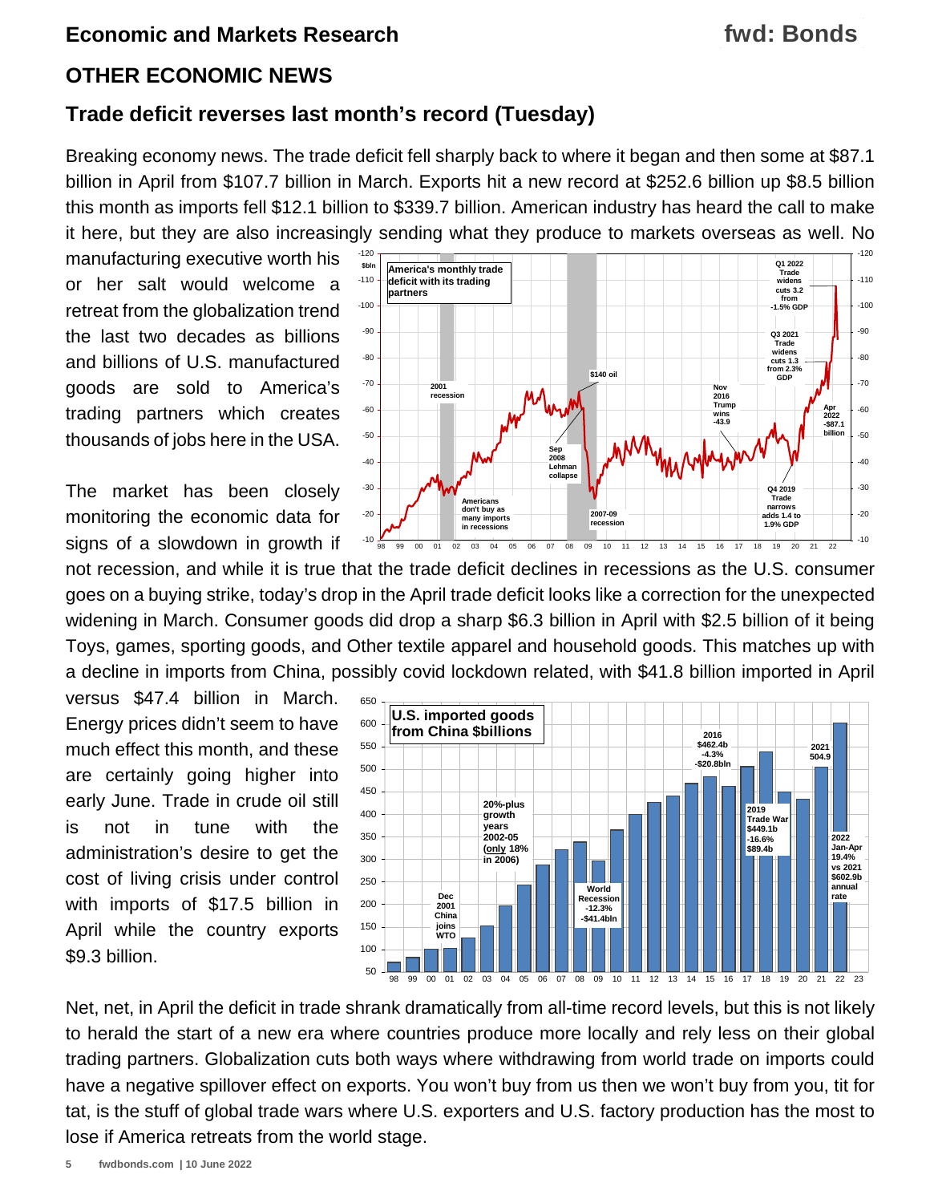## OTHER ECONOMIC NEWS

### Trade deficit reverses last month's record (Tuesday)

Breaking economy news. The trade deficit fell sharply back to where it began and then some at $87.1 billion in April from $107.7 billion in March. Exports hit a new record at $252.6 billion up $8.5 billion this month as imports fell $12.1 billion to $339.7 billion. American industry has heard the call to make it here, but they are also increasingly sending what they produce to markets overseas as well. No manufacturing executive worth his or her salt would welcome a retreat from the globalization trend the last two decades as billions and billions of U.S. manufactured goods are sold to America's trading partners which creates thousands of jobs here in the USA.

The market has been closely monitoring the economic data for signs of a slowdown in growth if not recession, and while it is true that the trade deficit declines in recessions as the U.S. consumer goes on a buying strike, today's drop in the April trade deficit looks like a correction for the unexpected widening in March. Consumer goods did drop a sharp $6.3 billion in April with $2.5 billion of it being Toys, games, sporting goods, and Other textile apparel and household goods. This matches up with a decline in imports from China, possibly covid lockdown related, with $41.8 billion imported in April versus $47.4 billion in March. Energy prices didn't seem to have much effect this month, and these are certainly going higher into early June. Trade in crude oil still is not in tune with the administration's desire to get the cost of living crisis under control with imports of $17.5 billion in April while the country exports $9.3 billion.

Net, net, in April the deficit in trade shrank dramatically from all-time record levels, but this is not likely to herald the start of a new era where countries produce more locally and rely less on their global trading partners. Globalization cuts both ways where withdrawing from world trade on imports could have a negative spillover effect on exports. You won't buy from us then we won't buy from you, tit for tat, is the stuff of global trade wars where U.S. exporters and U.S. factory production has the most to lose if America retreats from the world stage.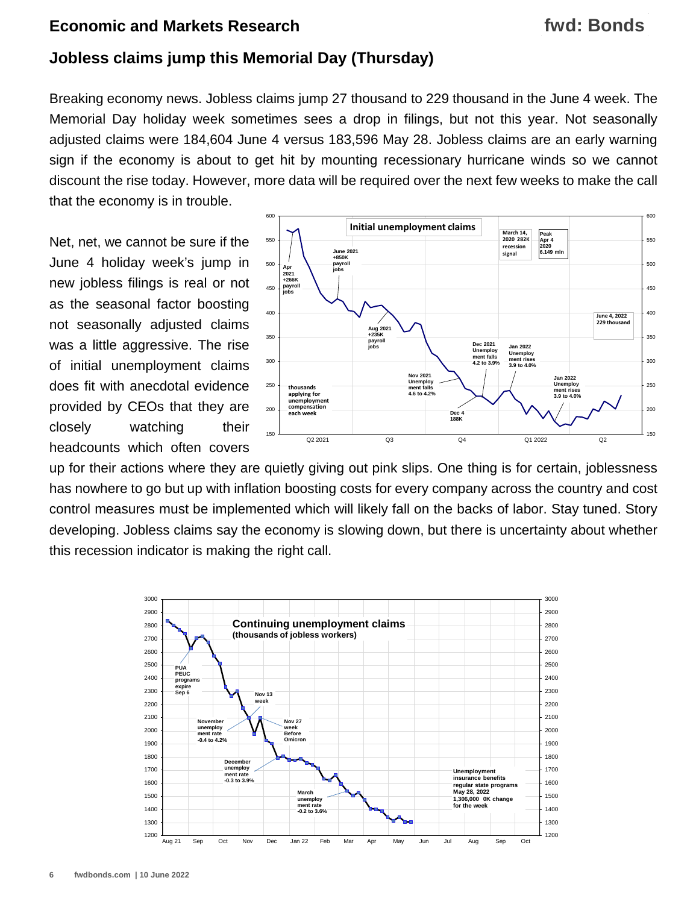## Jobless claims jump this Memorial Day (Thursday)

Breaking economy news. Jobless claims jump 27 thousand to 229 thousand in the June 4 week. The Memorial Day holiday week sometimes sees a drop in filings, but not this year. Not seasonally adjusted claims were 184,604 June 4 versus 183,596 May 28. Jobless claims are an early warning sign if the economy is about to get hit by mounting recessionary hurricane winds so we cannot discount the rise today. However, more data will be required over the next few weeks to make the call that the economy is in trouble.

Net, net, we cannot be sure if the June 4 holiday week's jump in new jobless filings is real or not as the seasonal factor boosting not seasonally adjusted claims was a little aggressive. The rise of initial unemployment claims does fit with anecdotal evidence provided by CEOs that they are closely watching their headcounts which often covers up for their actions where they are quietly giving out pink slips. One thing is for certain, joblessness has nowhere to go but up with inflation boosting costs for every company across the country and cost control measures must be implemented which will likely fall on the backs of labor. Stay tuned. Story developing. Jobless claims say the economy is slowing down, but there is uncertainty about whether this recession indicator is making the right call.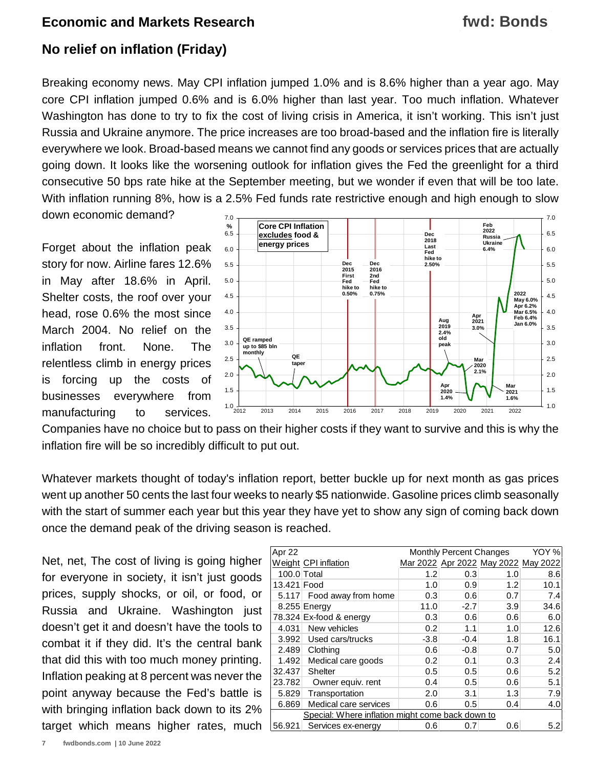## No relief on inflation (Friday)

Breaking economy news. May CPI inflation jumped 1.0% and is 8.6% higher than a year ago. May core CPI inflation jumped 0.6% and is 6.0% higher than last year. Too much inflation. Whatever Washington has done to try to fix the cost of living crisis in America, it isn't working. This isn't just Russia and Ukraine anymore. The price increases are too broad-based and the inflation fire is literally everywhere we look. Broad-based means we cannot find any goods or services prices that are actually going down. It looks like the worsening outlook for inflation gives the Fed the greenlight for a third consecutive 50 bps rate hike at the September meeting, but we wonder if even that will be too late. With inflation running 8%, how is a 2.5% Fed funds rate restrictive enough and high enough to slow down economic demand?

Forget about the inflation peak story for now. Airline fares 12.6% in May after 18.6% in April. Shelter costs, the roof over your head, rose 0.6% the most since March 2004. No relief on the inflation front. None. The relentless climb in energy prices is forcing up the costs of businesses everywhere from manufacturing to services. Companies have no choice but to pass on their higher costs if they want to survive and this is why the inflation fire will be so incredibly difficult to put out.

Whatever markets thought of today's inflation report, better buckle up for next month as gas prices went up another 50 cents the last four weeks to nearly $5 nationwide. Gasoline prices climb seasonally with the start of summer each year but this year they have yet to show any sign of coming back down once the demand peak of the driving season is reached.

Net, net, The cost of living is going higher for everyone in society, it isn't just goods prices, supply shocks, or oil, or food, or Russia and Ukraine. Washington just doesn't get it and doesn't have the tools to combat it if they did. It's the central bank that did this with too much money printing. Inflation peaking at 8 percent was never the point anyway because the Fed's battle is with bringing inflation back down to its 2% target which means higher rates, much

| Apr 22 | | Monthly Percent Changes | | | YOY % |
|---|---|---|---|---|---|
| Weight | CPI inflation | Mar 2022 | Apr 2022 | May 2022 | May 2022 |
| 100.0 | Total | 1.2 | 0.3 | 1.0 | 8.6 |
| 13.421 | Food | 1.0 | 0.9 | 1.2 | 10.1 |
| 5.117 | Food away from home | 0.3 | 0.6 | 0.7 | 7.4 |
| 8.255 | Energy | 11.0 | -2.7 | 3.9 | 34.6 |
| 78.324 | Ex-food & energy | 0.3 | 0.6 | 0.6 | 6.0 |
| 4.031 | New vehicles | 0.2 | 1.1 | 1.0 | 12.6 |
| 3.992 | Used cars/trucks | -3.8 | -0.4 | 1.8 | 16.1 |
| 2.489 | Clothing | 0.6 | -0.8 | 0.7 | 5.0 |
| 1.492 | Medical care goods | 0.2 | 0.1 | 0.3 | 2.4 |
| 32.437 | Shelter | 0.5 | 0.5 | 0.6 | 5.2 |
| 23.782 | Owner equiv. rent | 0.4 | 0.5 | 0.6 | 5.1 |
| 5.829 | Transportation | 2.0 | 3.1 | 1.3 | 7.9 |
| 6.869 | Medical care services | 0.6 | 0.5 | 0.4 | 4.0 |
| | Special: Where inflation might come back down to | | | | |
| 56.921 | Services ex-energy | 0.6 | 0.7 | 0.6 | 5.2 |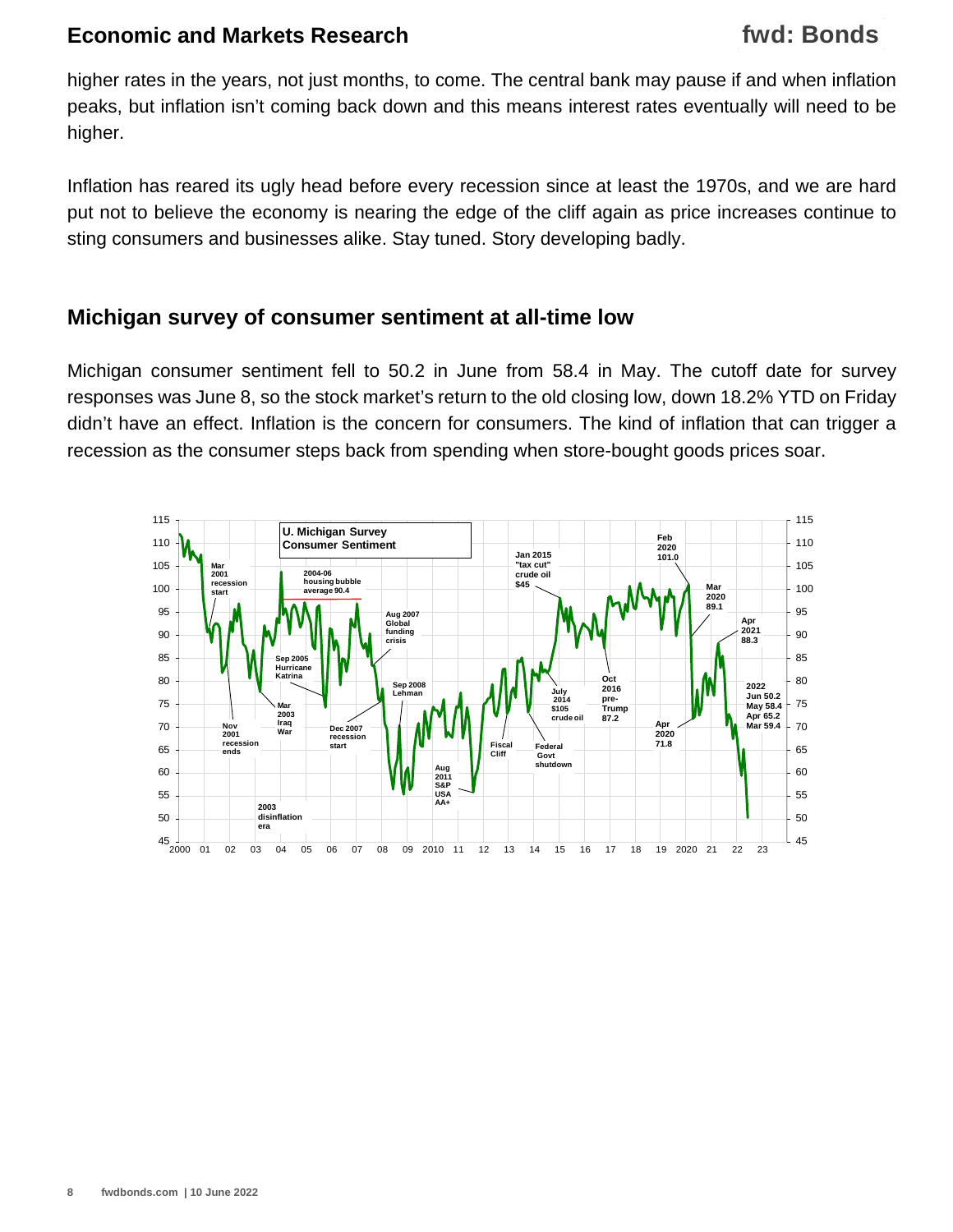higher rates in the years, not just months, to come. The central bank may pause if and when inflation peaks, but inflation isn't coming back down and this means interest rates eventually will need to be higher.

Inflation has reared its ugly head before every recession since at least the 1970s, and we are hard put not to believe the economy is nearing the edge of the cliff again as price increases continue to sting consumers and businesses alike. Stay tuned. Story developing badly.

## Michigan survey of consumer sentiment at all-time low

Michigan consumer sentiment fell to 50.2 in June from 58.4 in May. The cutoff date for survey responses was June 8, so the stock market's return to the old closing low, down 18.2% YTD on Friday didn't have an effect. Inflation is the concern for consumers. The kind of inflation that can trigger a recession as the consumer steps back from spending when store-bought goods prices soar.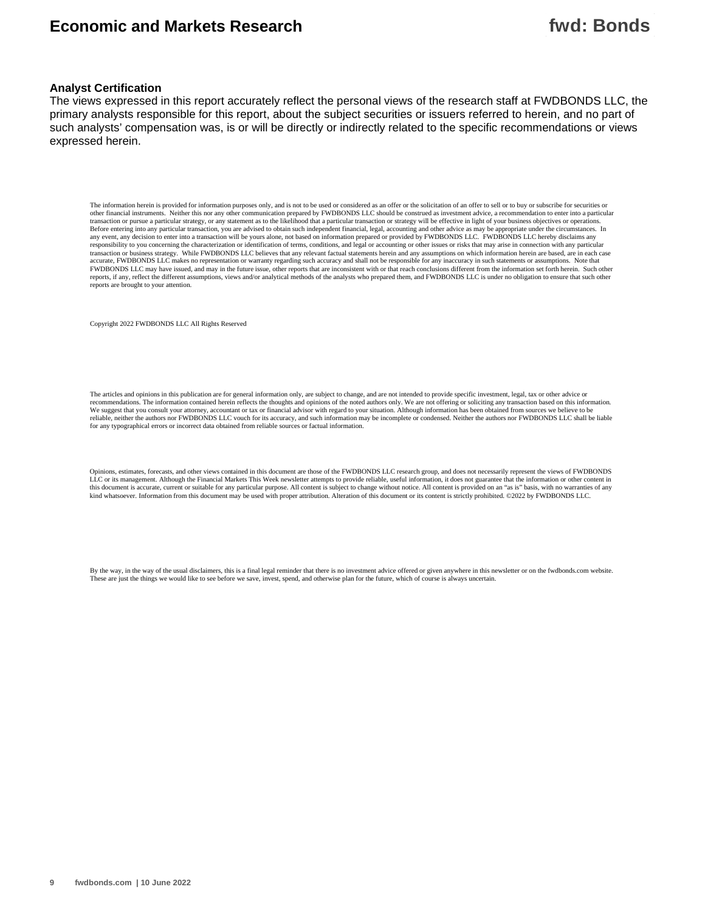**Analyst Certification**

The views expressed in this report accurately reflect the personal views of the research staff at FWDBONDS LLC, the primary analysts responsible for this report, about the subject securities or issuers referred to herein, and no part of such analysts' compensation was, is or will be directly or indirectly related to the specific recommendations or views expressed herein.

The information herein is provided for information purposes only, and is not to be used or considered as an offer or the solicitation of an offer to sell or to buy or subscribe for securities or other financial instruments. Neither this nor any other communication prepared by FWDBONDS LLC should be construed as investment advice, a recommendation to enter into a particular transaction or pursue a particular strategy, or any statement as to the likelihood that a particular transaction or strategy will be effective in light of your business objectives or operations. Before entering into any particular transaction, you are advised to obtain such independent financial, legal, accounting and other advice as may be appropriate under the circumstances. In any event, any decision to enter into a transaction will be yours alone, not based on information prepared or provided by FWDBONDS LLC. FWDBONDS LLC hereby disclaims any responsibility to you concerning the characterization or identification of terms, conditions, and legal or accounting or other issues or risks that may arise in connection with any particular transaction or business strategy. While FWDBONDS LLC believes that any relevant factual statements herein and any assumptions on which information herein are based, are in each case accurate, FWDBONDS LLC makes no representation or warranty regarding such accuracy and shall not be responsible for any inaccuracy in such statements or assumptions. Note that FWDBONDS LLC may have issued, and may in the future issue, other reports that are inconsistent with or that reach conclusions different from the information set forth herein. Such other reports, if any, reflect the different assumptions, views and/or analytical methods of the analysts who prepared them, and FWDBONDS LLC is under no obligation to ensure that such other reports are brought to your attention.

Copyright 2022 FWDBONDS LLC All Rights Reserved

The articles and opinions in this publication are for general information only, are subject to change, and are not intended to provide specific investment, legal, tax or other advice or recommendations. The information contained herein reflects the thoughts and opinions of the noted authors only. We are not offering or soliciting any transaction based on this information. We suggest that you consult your attorney, accountant or tax or financial advisor with regard to your situation. Although information has been obtained from sources we believe to be reliable, neither the authors nor FWDBONDS LLC vouch for its accuracy, and such information may be incomplete or condensed. Neither the authors nor FWDBONDS LLC shall be liable for any typographical errors or incorrect data obtained from reliable sources or factual information.

Opinions, estimates, forecasts, and other views contained in this document are those of the FWDBONDS LLC research group, and does not necessarily represent the views of FWDBONDS LLC or its management. Although the Financial Markets This Week newsletter attempts to provide reliable, useful information, it does not guarantee that the information or other content in this document is accurate, current or suitable for any particular purpose. All content is subject to change without notice. All content is provided on an "as is" basis, with no warranties of any kind whatsoever. Information from this document may be used with proper attribution. Alteration of this document or its content is strictly prohibited. ©2022 by FWDBONDS LLC.

By the way, in the way of the usual disclaimers, this is a final legal reminder that there is no investment advice offered or given anywhere in this newsletter or on the fwdbonds.com website. These are just the things we would like to see before we save, invest, spend, and otherwise plan for the future, which of course is always uncertain.